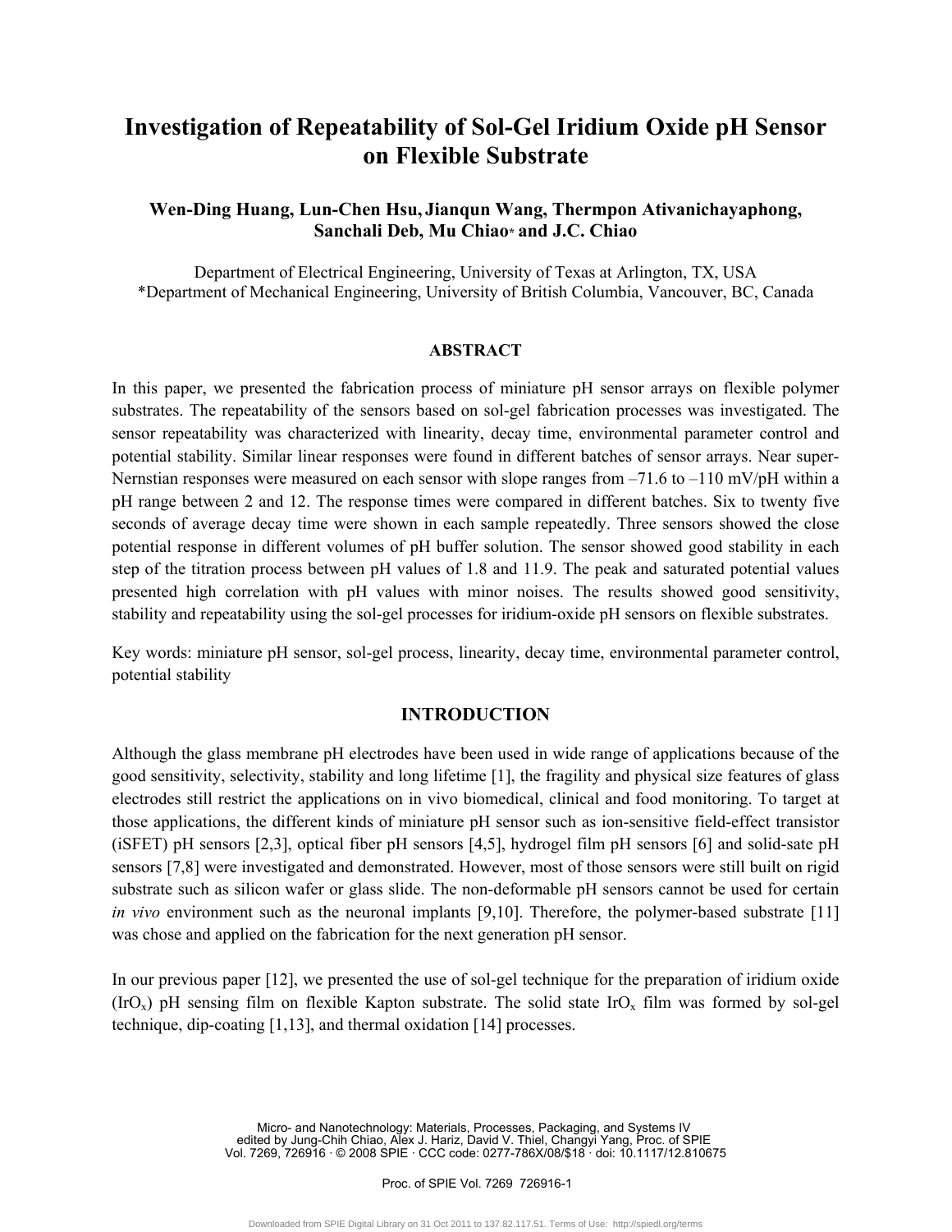# Investigation of Repeatability of Sol-Gel Iridium Oxide pH Sensor on Flexible Substrate

**Wen-Ding Huang, Lun-Chen Hsu, Jianqun Wang, Thermpon Ativanichayaphong, Sanchali Deb, Mu Chiao\* and J.C. Chiao**

Department of Electrical Engineering, University of Texas at Arlington, TX, USA
\*Department of Mechanical Engineering, University of British Columbia, Vancouver, BC, Canada

## ABSTRACT

In this paper, we presented the fabrication process of miniature pH sensor arrays on flexible polymer substrates. The repeatability of the sensors based on sol-gel fabrication processes was investigated. The sensor repeatability was characterized with linearity, decay time, environmental parameter control and potential stability. Similar linear responses were found in different batches of sensor arrays. Near super-Nernstian responses were measured on each sensor with slope ranges from –71.6 to –110 mV/pH within a pH range between 2 and 12. The response times were compared in different batches. Six to twenty five seconds of average decay time were shown in each sample repeatedly. Three sensors showed the close potential response in different volumes of pH buffer solution. The sensor showed good stability in each step of the titration process between pH values of 1.8 and 11.9. The peak and saturated potential values presented high correlation with pH values with minor noises. The results showed good sensitivity, stability and repeatability using the sol-gel processes for iridium-oxide pH sensors on flexible substrates.

Key words: miniature pH sensor, sol-gel process, linearity, decay time, environmental parameter control, potential stability

## INTRODUCTION

Although the glass membrane pH electrodes have been used in wide range of applications because of the good sensitivity, selectivity, stability and long lifetime [1], the fragility and physical size features of glass electrodes still restrict the applications on in vivo biomedical, clinical and food monitoring. To target at those applications, the different kinds of miniature pH sensor such as ion-sensitive field-effect transistor (iSFET) pH sensors [2,3], optical fiber pH sensors [4,5], hydrogel film pH sensors [6] and solid-sate pH sensors [7,8] were investigated and demonstrated. However, most of those sensors were still built on rigid substrate such as silicon wafer or glass slide. The non-deformable pH sensors cannot be used for certain *in vivo* environment such as the neuronal implants [9,10]. Therefore, the polymer-based substrate [11] was chose and applied on the fabrication for the next generation pH sensor.

In our previous paper [12], we presented the use of sol-gel technique for the preparation of iridium oxide ($IrO_x$) pH sensing film on flexible Kapton substrate. The solid state $IrO_x$ film was formed by sol-gel technique, dip-coating [1,13], and thermal oxidation [14] processes.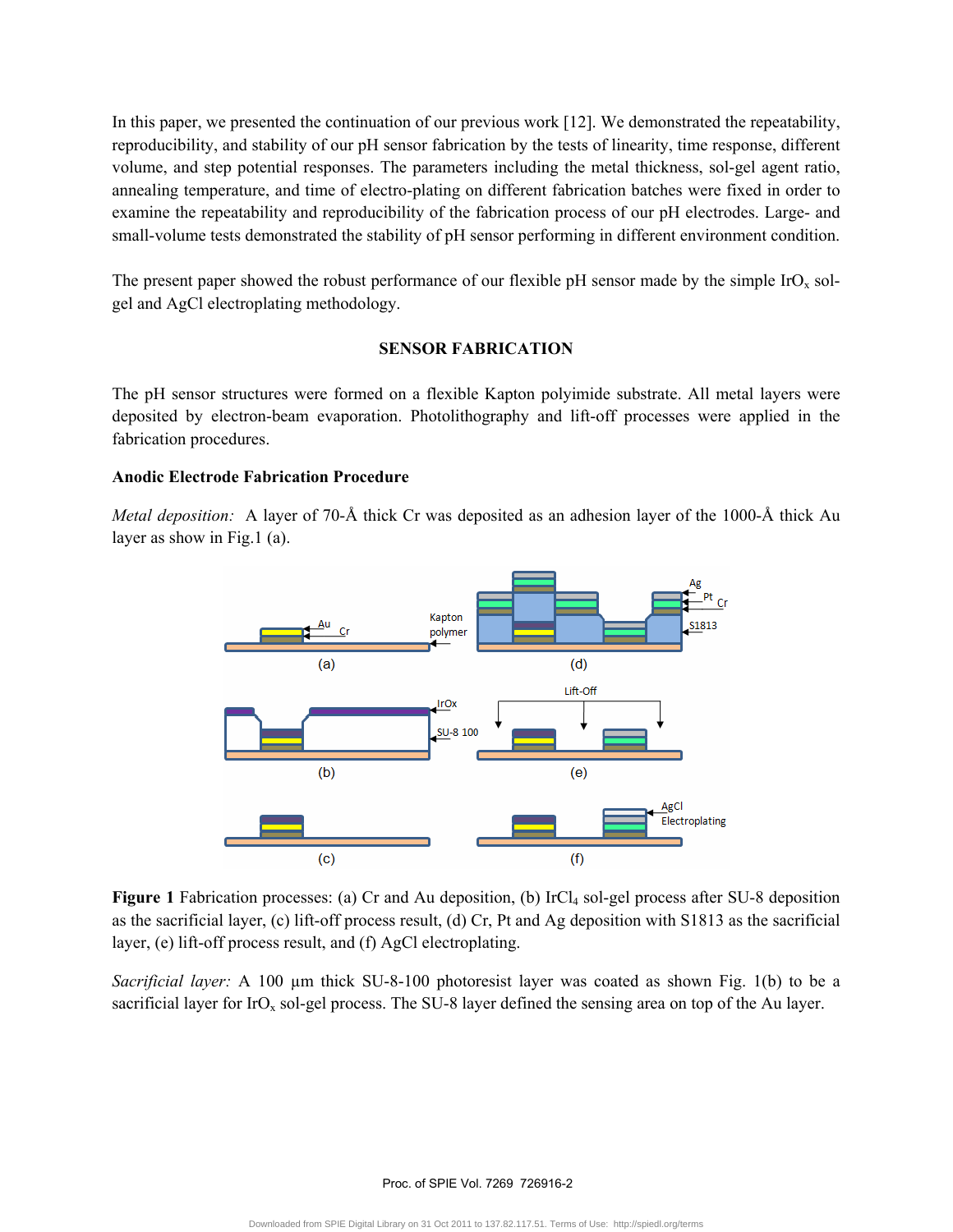In this paper, we presented the continuation of our previous work [12]. We demonstrated the repeatability, reproducibility, and stability of our pH sensor fabrication by the tests of linearity, time response, different volume, and step potential responses. The parameters including the metal thickness, sol-gel agent ratio, annealing temperature, and time of electro-plating on different fabrication batches were fixed in order to examine the repeatability and reproducibility of the fabrication process of our pH electrodes. Large- and small-volume tests demonstrated the stability of pH sensor performing in different environment condition.

The present paper showed the robust performance of our flexible pH sensor made by the simple $IrO_x$ sol-gel and AgCl electroplating methodology.

## SENSOR FABRICATION

The pH sensor structures were formed on a flexible Kapton polyimide substrate. All metal layers were deposited by electron-beam evaporation. Photolithography and lift-off processes were applied in the fabrication procedures.

### Anodic Electrode Fabrication Procedure

*Metal deposition:* A layer of 70-Å thick Cr was deposited as an adhesion layer of the 1000-Å thick Au layer as show in Fig.1 (a).

**Figure 1** Fabrication processes: (a) Cr and Au deposition, (b) $IrCl_4$ sol-gel process after SU-8 deposition as the sacrificial layer, (c) lift-off process result, (d) Cr, Pt and Ag deposition with S1813 as the sacrificial layer, (e) lift-off process result, and (f) AgCl electroplating.

*Sacrificial layer:* A 100 µm thick SU-8-100 photoresist layer was coated as shown Fig. 1(b) to be a sacrificial layer for $IrO_x$ sol-gel process. The SU-8 layer defined the sensing area on top of the Au layer.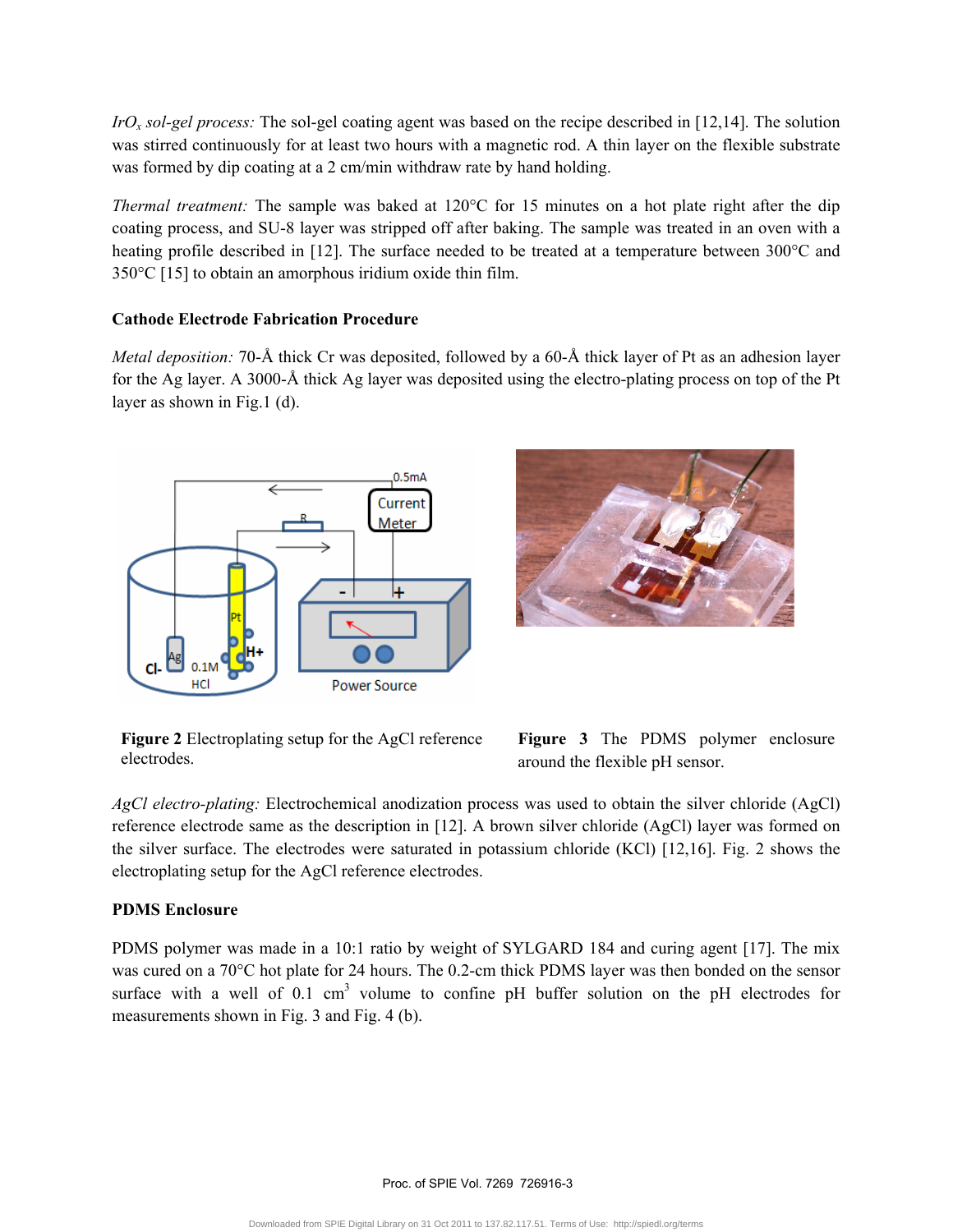*$IrO_x$ sol-gel process:* The sol-gel coating agent was based on the recipe described in [12,14]. The solution was stirred continuously for at least two hours with a magnetic rod. A thin layer on the flexible substrate was formed by dip coating at a 2 cm/min withdraw rate by hand holding.

*Thermal treatment:* The sample was baked at 120°C for 15 minutes on a hot plate right after the dip coating process, and SU-8 layer was stripped off after baking. The sample was treated in an oven with a heating profile described in [12]. The surface needed to be treated at a temperature between 300°C and 350°C [15] to obtain an amorphous iridium oxide thin film.

### Cathode Electrode Fabrication Procedure

*Metal deposition:* 70-Å thick Cr was deposited, followed by a 60-Å thick layer of Pt as an adhesion layer for the Ag layer. A 3000-Å thick Ag layer was deposited using the electro-plating process on top of the Pt layer as shown in Fig.1 (d).

**Figure 2** Electroplating setup for the AgCl reference electrodes.

**Figure 3** The PDMS polymer enclosure around the flexible pH sensor.

*AgCl electro-plating:* Electrochemical anodization process was used to obtain the silver chloride (AgCl) reference electrode same as the description in [12]. A brown silver chloride (AgCl) layer was formed on the silver surface. The electrodes were saturated in potassium chloride (KCl) [12,16]. Fig. 2 shows the electroplating setup for the AgCl reference electrodes.

### PDMS Enclosure

PDMS polymer was made in a 10:1 ratio by weight of SYLGARD 184 and curing agent [17]. The mix was cured on a 70°C hot plate for 24 hours. The 0.2-cm thick PDMS layer was then bonded on the sensor surface with a well of 0.1 $cm^3$ volume to confine pH buffer solution on the pH electrodes for measurements shown in Fig. 3 and Fig. 4 (b).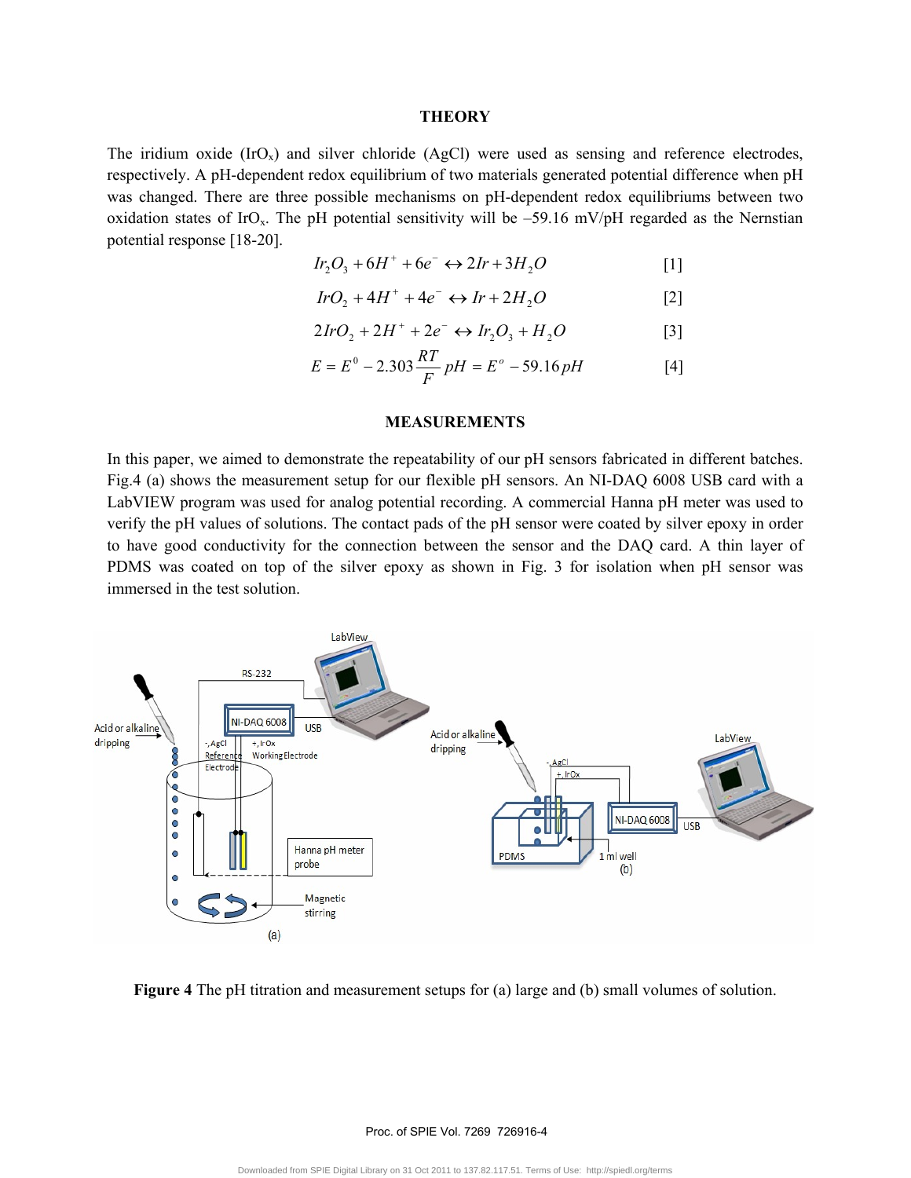## THEORY

The iridium oxide ($IrO_x$) and silver chloride (AgCl) were used as sensing and reference electrodes, respectively. A pH-dependent redox equilibrium of two materials generated potential difference when pH was changed. There are three possible mechanisms on pH-dependent redox equilibriums between two oxidation states of $IrO_x$. The pH potential sensitivity will be –59.16 mV/pH regarded as the Nernstian potential response [18-20].

$$Ir_2O_3 + 6H^+ + 6e^- \leftrightarrow 2Ir + 3H_2O \qquad [1]$$

$$IrO_2 + 4H^+ + 4e^- \leftrightarrow Ir + 2H_2O \qquad [2]$$

$$2IrO_2 + 2H^+ + 2e^- \leftrightarrow Ir_2O_3 + H_2O \qquad [3]$$

$$E = E^0 - 2.303\frac{RT}{F}pH = E^o - 59.16\,pH \qquad [4]$$

## MEASUREMENTS

In this paper, we aimed to demonstrate the repeatability of our pH sensors fabricated in different batches. Fig.4 (a) shows the measurement setup for our flexible pH sensors. An NI-DAQ 6008 USB card with a LabVIEW program was used for analog potential recording. A commercial Hanna pH meter was used to verify the pH values of solutions. The contact pads of the pH sensor were coated by silver epoxy in order to have good conductivity for the connection between the sensor and the DAQ card. A thin layer of PDMS was coated on top of the silver epoxy as shown in Fig. 3 for isolation when pH sensor was immersed in the test solution.

**Figure 4** The pH titration and measurement setups for (a) large and (b) small volumes of solution.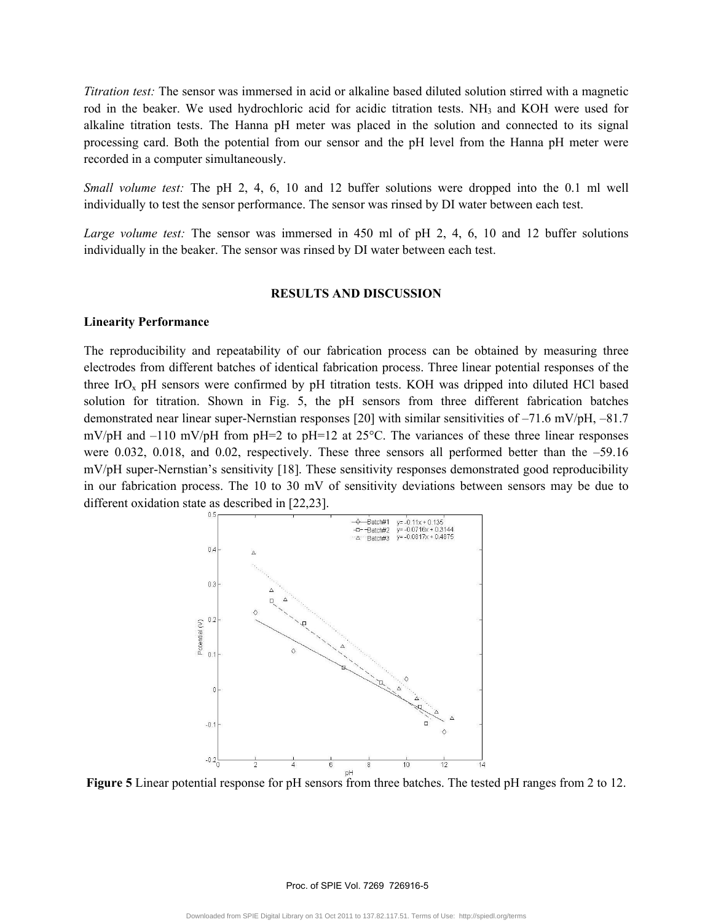*Titration test:* The sensor was immersed in acid or alkaline based diluted solution stirred with a magnetic rod in the beaker. We used hydrochloric acid for acidic titration tests. $NH_3$ and KOH were used for alkaline titration tests. The Hanna pH meter was placed in the solution and connected to its signal processing card. Both the potential from our sensor and the pH level from the Hanna pH meter were recorded in a computer simultaneously.

*Small volume test:* The pH 2, 4, 6, 10 and 12 buffer solutions were dropped into the 0.1 ml well individually to test the sensor performance. The sensor was rinsed by DI water between each test.

*Large volume test:* The sensor was immersed in 450 ml of pH 2, 4, 6, 10 and 12 buffer solutions individually in the beaker. The sensor was rinsed by DI water between each test.

## RESULTS AND DISCUSSION

### Linearity Performance

The reproducibility and repeatability of our fabrication process can be obtained by measuring three electrodes from different batches of identical fabrication process. Three linear potential responses of the three $IrO_x$ pH sensors were confirmed by pH titration tests. KOH was dripped into diluted HCl based solution for titration. Shown in Fig. 5, the pH sensors from three different fabrication batches demonstrated near linear super-Nernstian responses [20] with similar sensitivities of –71.6 mV/pH, –81.7 mV/pH and –110 mV/pH from pH=2 to pH=12 at 25°C. The variances of these three linear responses were 0.032, 0.018, and 0.02, respectively. These three sensors all performed better than the –59.16 mV/pH super-Nernstian's sensitivity [18]. These sensitivity responses demonstrated good reproducibility in our fabrication process. The 10 to 30 mV of sensitivity deviations between sensors may be due to different oxidation state as described in [22,23].

**Figure 5** Linear potential response for pH sensors from three batches. The tested pH ranges from 2 to 12.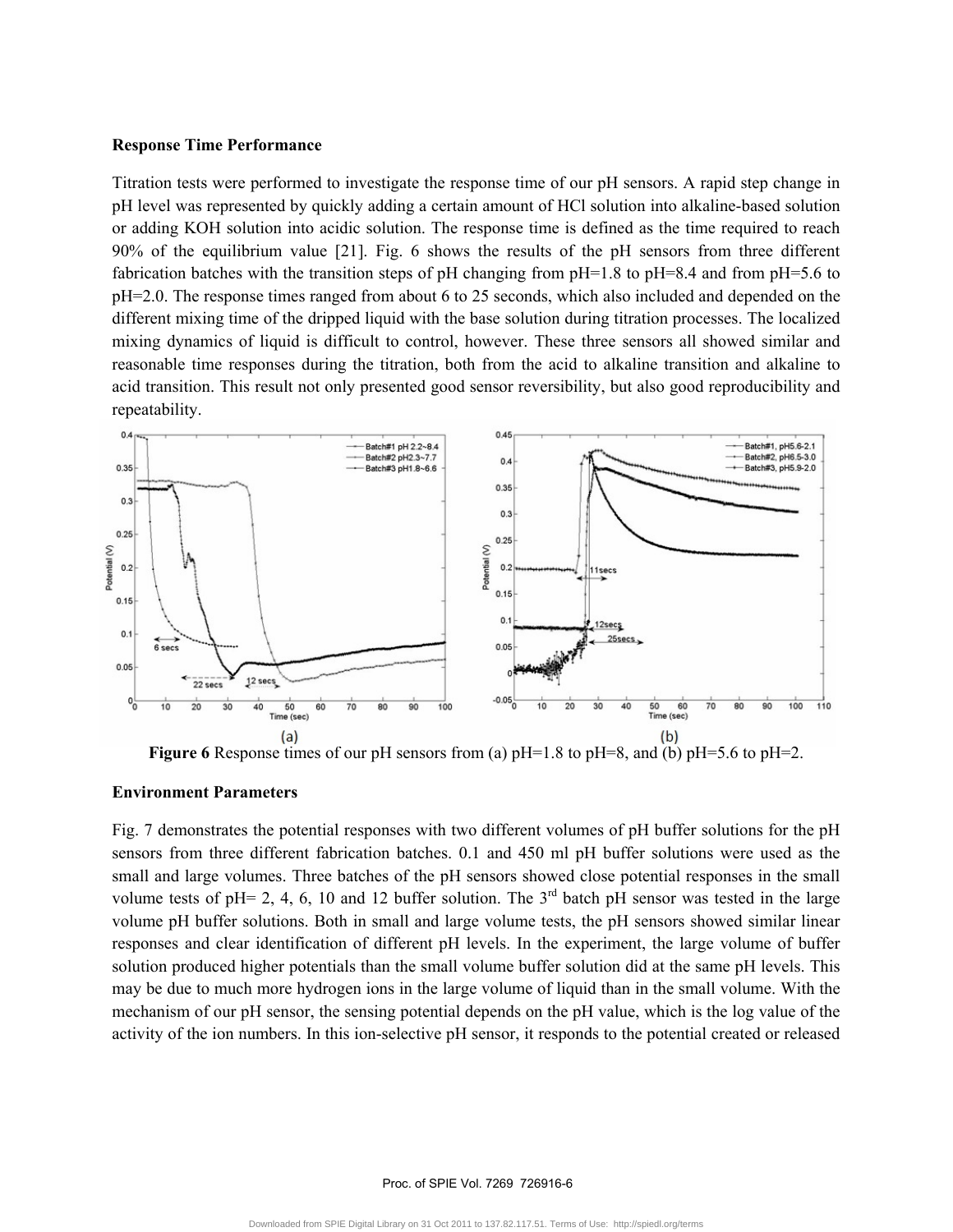**Response Time Performance**

Titration tests were performed to investigate the response time of our pH sensors. A rapid step change in pH level was represented by quickly adding a certain amount of HCl solution into alkaline-based solution or adding KOH solution into acidic solution. The response time is defined as the time required to reach 90% of the equilibrium value [21]. Fig. 6 shows the results of the pH sensors from three different fabrication batches with the transition steps of pH changing from pH=1.8 to pH=8.4 and from pH=5.6 to pH=2.0. The response times ranged from about 6 to 25 seconds, which also included and depended on the different mixing time of the dripped liquid with the base solution during titration processes. The localized mixing dynamics of liquid is difficult to control, however. These three sensors all showed similar and reasonable time responses during the titration, both from the acid to alkaline transition and alkaline to acid transition. This result not only presented good sensor reversibility, but also good reproducibility and repeatability.

**Figure 6** Response times of our pH sensors from (a) pH=1.8 to pH=8, and (b) pH=5.6 to pH=2.

**Environment Parameters**

Fig. 7 demonstrates the potential responses with two different volumes of pH buffer solutions for the pH sensors from three different fabrication batches. 0.1 and 450 ml pH buffer solutions were used as the small and large volumes. Three batches of the pH sensors showed close potential responses in the small volume tests of pH= 2, 4, 6, 10 and 12 buffer solution. The 3rd batch pH sensor was tested in the large volume pH buffer solutions. Both in small and large volume tests, the pH sensors showed similar linear responses and clear identification of different pH levels. In the experiment, the large volume of buffer solution produced higher potentials than the small volume buffer solution did at the same pH levels. This may be due to much more hydrogen ions in the large volume of liquid than in the small volume. With the mechanism of our pH sensor, the sensing potential depends on the pH value, which is the log value of the activity of the ion numbers. In this ion-selective pH sensor, it responds to the potential created or released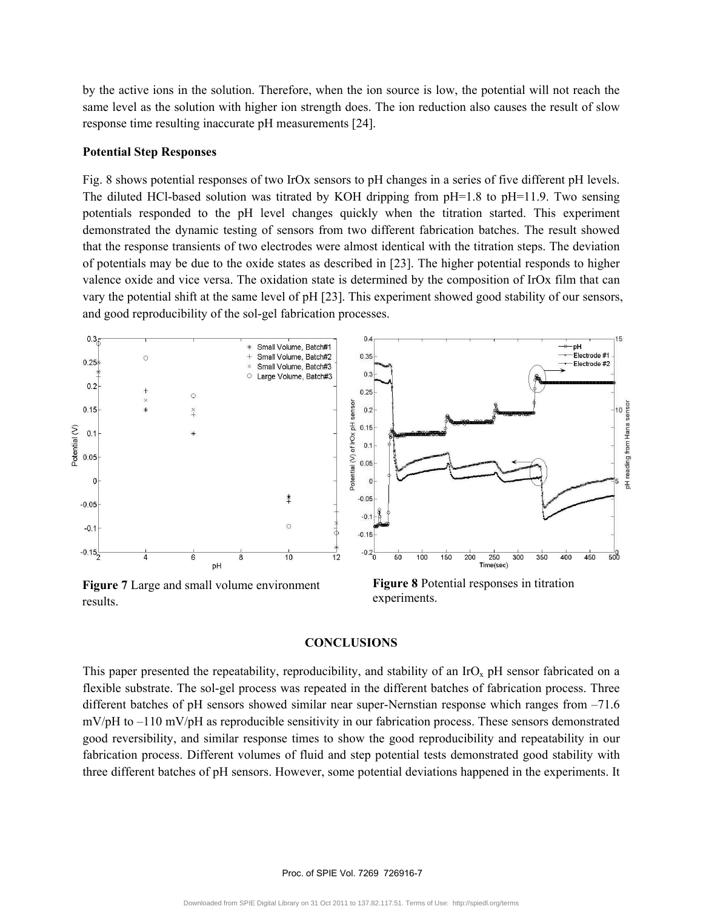by the active ions in the solution. Therefore, when the ion source is low, the potential will not reach the same level as the solution with higher ion strength does. The ion reduction also causes the result of slow response time resulting inaccurate pH measurements [24].

**Potential Step Responses**

Fig. 8 shows potential responses of two IrOx sensors to pH changes in a series of five different pH levels. The diluted HCl-based solution was titrated by KOH dripping from pH=1.8 to pH=11.9. Two sensing potentials responded to the pH level changes quickly when the titration started. This experiment demonstrated the dynamic testing of sensors from two different fabrication batches. The result showed that the response transients of two electrodes were almost identical with the titration steps. The deviation of potentials may be due to the oxide states as described in [23]. The higher potential responds to higher valence oxide and vice versa. The oxidation state is determined by the composition of IrOx film that can vary the potential shift at the same level of pH [23]. This experiment showed good stability of our sensors, and good reproducibility of the sol-gel fabrication processes.

**Figure 7** Large and small volume environment results.

**Figure 8** Potential responses in titration experiments.

## CONCLUSIONS

This paper presented the repeatability, reproducibility, and stability of an $IrO_x$ pH sensor fabricated on a flexible substrate. The sol-gel process was repeated in the different batches of fabrication process. Three different batches of pH sensors showed similar near super-Nernstian response which ranges from –71.6 mV/pH to –110 mV/pH as reproducible sensitivity in our fabrication process. These sensors demonstrated good reversibility, and similar response times to show the good reproducibility and repeatability in our fabrication process. Different volumes of fluid and step potential tests demonstrated good stability with three different batches of pH sensors. However, some potential deviations happened in the experiments. It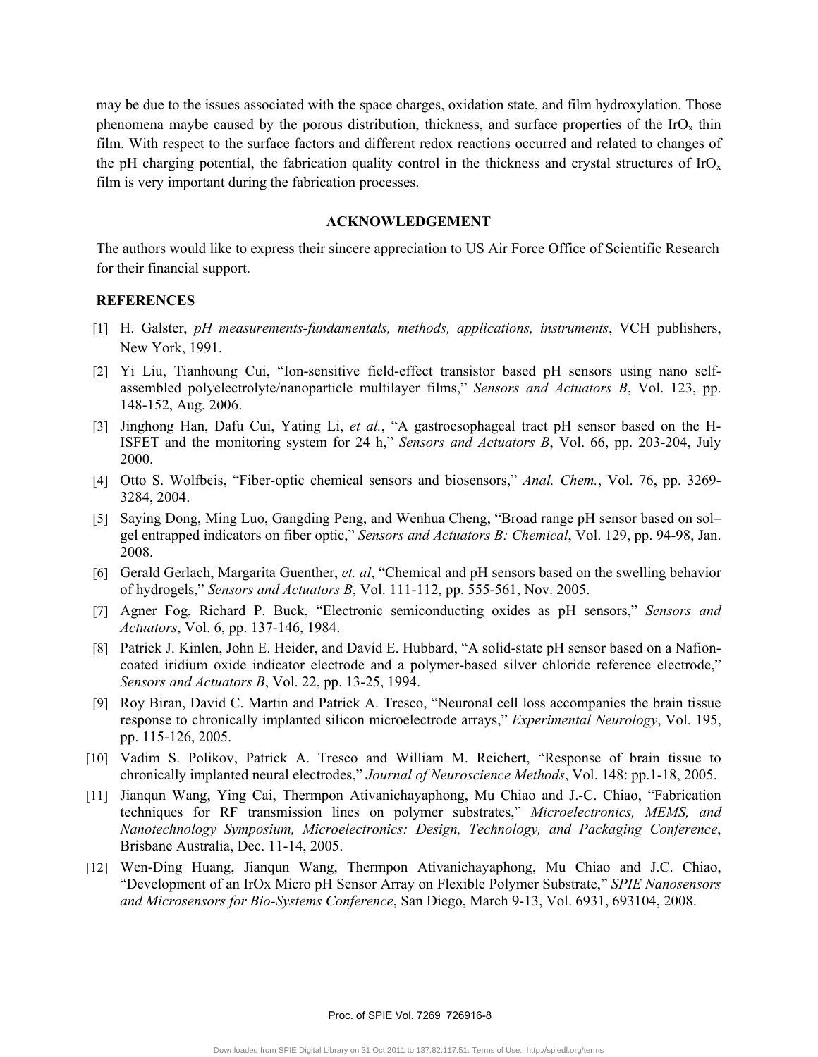may be due to the issues associated with the space charges, oxidation state, and film hydroxylation. Those phenomena maybe caused by the porous distribution, thickness, and surface properties of the $IrO_x$ thin film. With respect to the surface factors and different redox reactions occurred and related to changes of the pH charging potential, the fabrication quality control in the thickness and crystal structures of $IrO_x$ film is very important during the fabrication processes.

## ACKNOWLEDGEMENT

The authors would like to express their sincere appreciation to US Air Force Office of Scientific Research for their financial support.

## REFERENCES

[1] H. Galster, *pH measurements-fundamentals, methods, applications, instruments*, VCH publishers, New York, 1991.

[2] Yi Liu, Tianhoung Cui, "Ion-sensitive field-effect transistor based pH sensors using nano self-assembled polyelectrolyte/nanoparticle multilayer films," *Sensors and Actuators B*, Vol. 123, pp. 148-152, Aug. 2006.

[3] Jinghong Han, Dafu Cui, Yating Li, *et al.*, "A gastroesophageal tract pH sensor based on the H-ISFET and the monitoring system for 24 h," *Sensors and Actuators B*, Vol. 66, pp. 203-204, July 2000.

[4] Otto S. Wolfbeis, "Fiber-optic chemical sensors and biosensors," *Anal. Chem.*, Vol. 76, pp. 3269-3284, 2004.

[5] Saying Dong, Ming Luo, Gangding Peng, and Wenhua Cheng, "Broad range pH sensor based on sol–gel entrapped indicators on fiber optic," *Sensors and Actuators B: Chemical*, Vol. 129, pp. 94-98, Jan. 2008.

[6] Gerald Gerlach, Margarita Guenther, *et. al*, "Chemical and pH sensors based on the swelling behavior of hydrogels," *Sensors and Actuators B*, Vol. 111-112, pp. 555-561, Nov. 2005.

[7] Agner Fog, Richard P. Buck, "Electronic semiconducting oxides as pH sensors," *Sensors and Actuators*, Vol. 6, pp. 137-146, 1984.

[8] Patrick J. Kinlen, John E. Heider, and David E. Hubbard, "A solid-state pH sensor based on a Nafion-coated iridium oxide indicator electrode and a polymer-based silver chloride reference electrode," *Sensors and Actuators B*, Vol. 22, pp. 13-25, 1994.

[9] Roy Biran, David C. Martin and Patrick A. Tresco, "Neuronal cell loss accompanies the brain tissue response to chronically implanted silicon microelectrode arrays," *Experimental Neurology*, Vol. 195, pp. 115-126, 2005.

[10] Vadim S. Polikov, Patrick A. Tresco and William M. Reichert, "Response of brain tissue to chronically implanted neural electrodes," *Journal of Neuroscience Methods*, Vol. 148: pp.1-18, 2005.

[11] Jianqun Wang, Ying Cai, Thermpon Ativanichayaphong, Mu Chiao and J.-C. Chiao, "Fabrication techniques for RF transmission lines on polymer substrates," *Microelectronics, MEMS, and Nanotechnology Symposium, Microelectronics: Design, Technology, and Packaging Conference*, Brisbane Australia, Dec. 11-14, 2005.

[12] Wen-Ding Huang, Jianqun Wang, Thermpon Ativanichayaphong, Mu Chiao and J.C. Chiao, "Development of an IrOx Micro pH Sensor Array on Flexible Polymer Substrate," *SPIE Nanosensors and Microsensors for Bio-Systems Conference*, San Diego, March 9-13, Vol. 6931, 693104, 2008.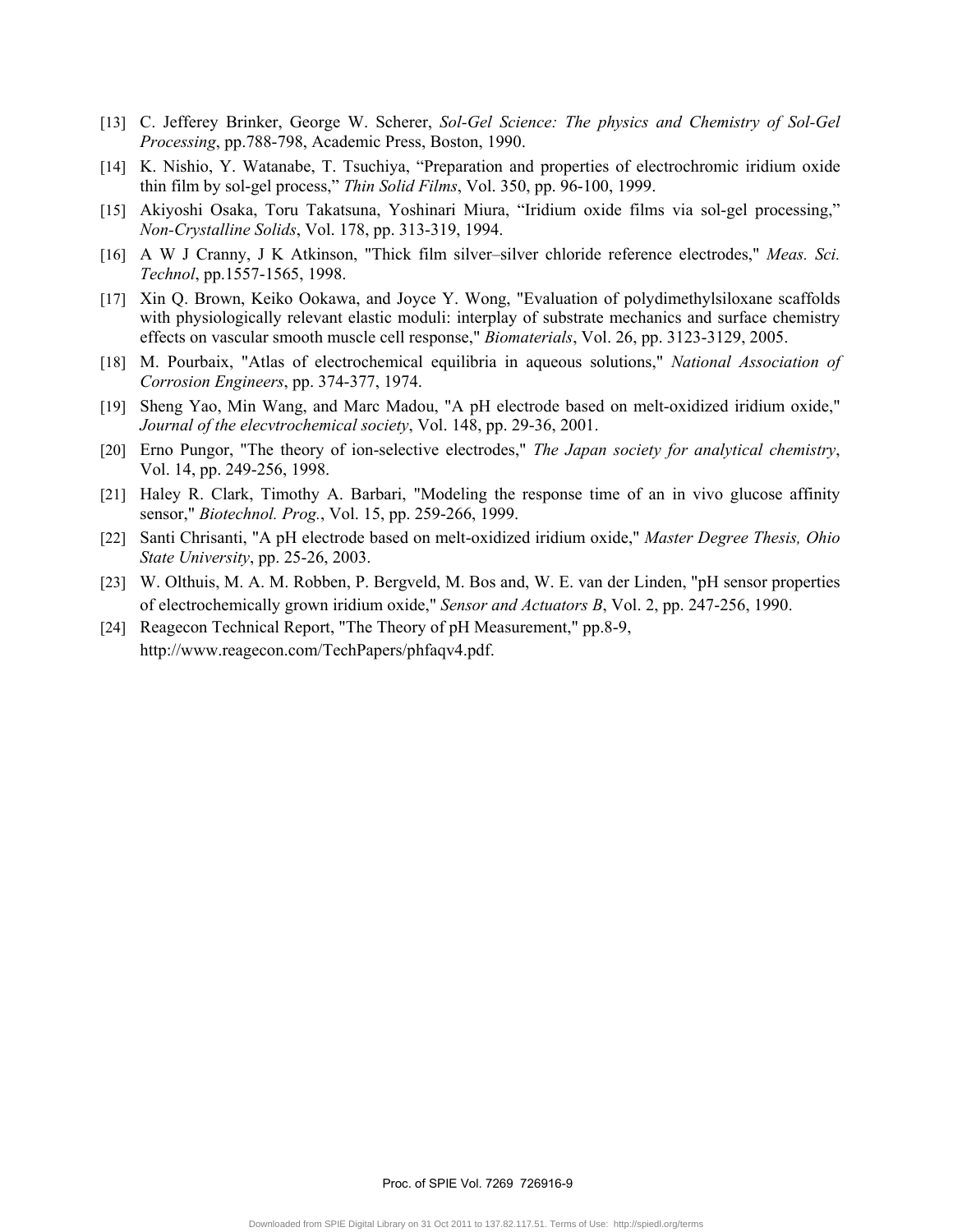[13] C. Jefferey Brinker, George W. Scherer, *Sol-Gel Science: The physics and Chemistry of Sol-Gel Processing*, pp.788-798, Academic Press, Boston, 1990.

[14] K. Nishio, Y. Watanabe, T. Tsuchiya, "Preparation and properties of electrochromic iridium oxide thin film by sol-gel process," *Thin Solid Films*, Vol. 350, pp. 96-100, 1999.

[15] Akiyoshi Osaka, Toru Takatsuna, Yoshinari Miura, "Iridium oxide films via sol-gel processing," *Non-Crystalline Solids*, Vol. 178, pp. 313-319, 1994.

[16] A W J Cranny, J K Atkinson, "Thick film silver–silver chloride reference electrodes," *Meas. Sci. Technol*, pp.1557-1565, 1998.

[17] Xin Q. Brown, Keiko Ookawa, and Joyce Y. Wong, "Evaluation of polydimethylsiloxane scaffolds with physiologically relevant elastic moduli: interplay of substrate mechanics and surface chemistry effects on vascular smooth muscle cell response," *Biomaterials*, Vol. 26, pp. 3123-3129, 2005.

[18] M. Pourbaix, "Atlas of electrochemical equilibria in aqueous solutions," *National Association of Corrosion Engineers*, pp. 374-377, 1974.

[19] Sheng Yao, Min Wang, and Marc Madou, "A pH electrode based on melt-oxidized iridium oxide," *Journal of the elecvtrochemical society*, Vol. 148, pp. 29-36, 2001.

[20] Erno Pungor, "The theory of ion-selective electrodes," *The Japan society for analytical chemistry*, Vol. 14, pp. 249-256, 1998.

[21] Haley R. Clark, Timothy A. Barbari, "Modeling the response time of an in vivo glucose affinity sensor," *Biotechnol. Prog.*, Vol. 15, pp. 259-266, 1999.

[22] Santi Chrisanti, "A pH electrode based on melt-oxidized iridium oxide," *Master Degree Thesis, Ohio State University*, pp. 25-26, 2003.

[23] W. Olthuis, M. A. M. Robben, P. Bergveld, M. Bos and, W. E. van der Linden, "pH sensor properties of electrochemically grown iridium oxide," *Sensor and Actuators B*, Vol. 2, pp. 247-256, 1990.

[24] Reagecon Technical Report, "The Theory of pH Measurement," pp.8-9, http://www.reagecon.com/TechPapers/phfaqv4.pdf.